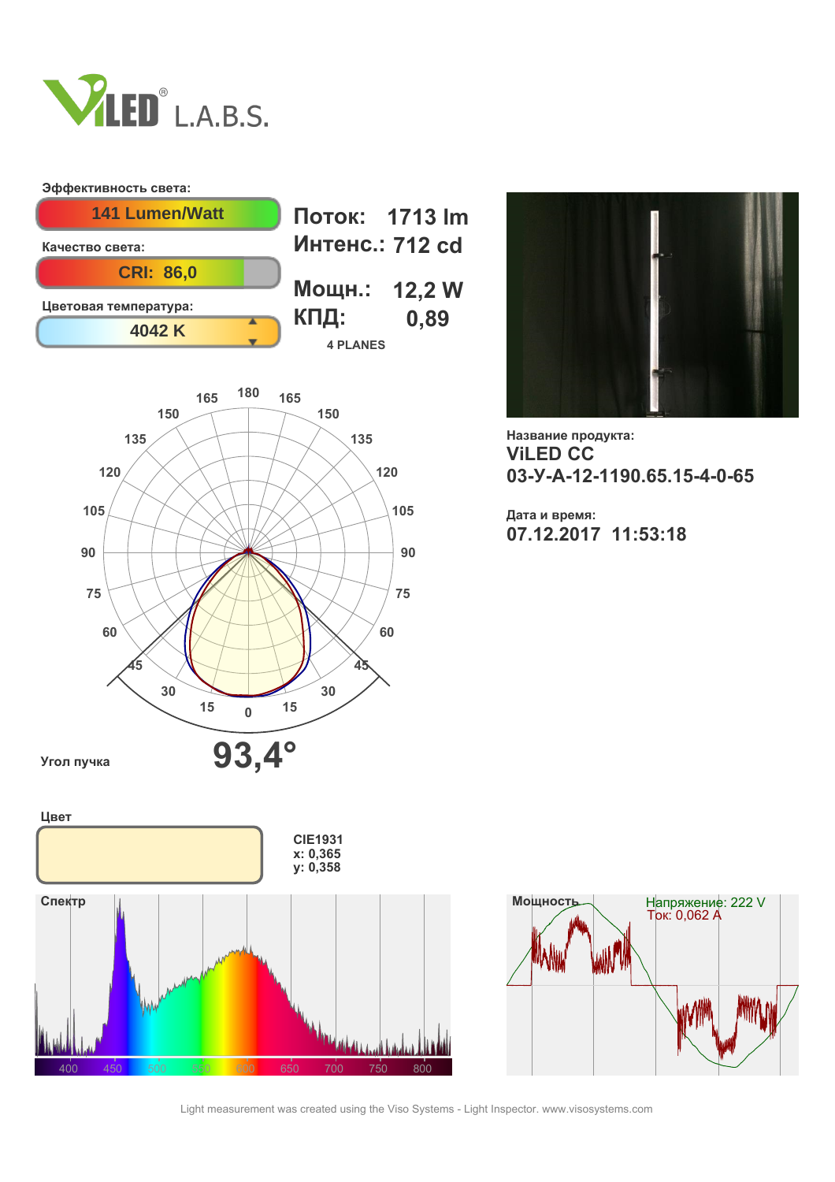ViLED L.A.B.S.

**Эффективность света:**

141 Lumen/Watt

**Качество света:**

CRI: 86,0

**Цветовая температура:**

4042 K

**Поток:** 1713 lm

**Интенс.:** 712 cd

**Мощн.:** 12,2 W

**КПД:** 0,89

4 PLANES

**Угол пучка** 93,4°

**Название продукта:**

**ViLED CC**
**03-У-А-12-1190.65.15-4-0-65**

**Дата и время:**

**07.12.2017 11:53:18**

**Цвет**

CIE1931
x: 0,365
y: 0,358

**Спектр**

**Мощность**

Напряжение: 222 V
Ток: 0,062 A

Light measurement was created using the Viso Systems - Light Inspector. www.visosystems.com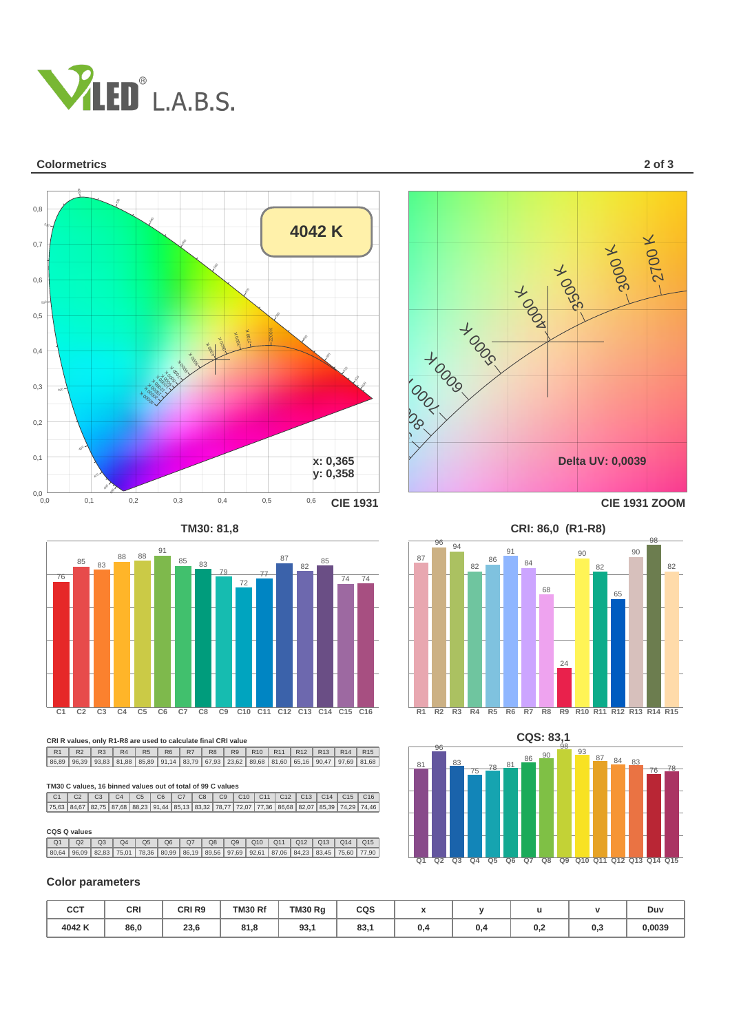## Colormetrics

**4042 K**

x: 0,365
y: 0,358

CIE 1931

Delta UV: 0,0039

CIE 1931 ZOOM

### TM30: 81,8

### CRI: 86,0 (R1-R8)

### CQS: 83,1

CRI R values, only R1-R8 are used to calculate final CRI value

| R1 | R2 | R3 | R4 | R5 | R6 | R7 | R8 | R9 | R10 | R11 | R12 | R13 | R14 | R15 |
|---|---|---|---|---|---|---|---|---|---|---|---|---|---|---|
| 86,89 | 96,39 | 93,83 | 81,88 | 85,89 | 91,14 | 83,79 | 67,93 | 23,62 | 89,68 | 81,60 | 65,16 | 90,47 | 97,69 | 81,68 |

TM30 C values, 16 binned values out of total of 99 C values

| C1 | C2 | C3 | C4 | C5 | C6 | C7 | C8 | C9 | C10 | C11 | C12 | C13 | C14 | C15 | C16 |
|---|---|---|---|---|---|---|---|---|---|---|---|---|---|---|---|
| 75,63 | 84,67 | 82,75 | 87,68 | 88,23 | 91,44 | 85,13 | 83,32 | 78,77 | 72,07 | 77,36 | 86,68 | 82,07 | 85,39 | 74,29 | 74,46 |

CQS Q values

| Q1 | Q2 | Q3 | Q4 | Q5 | Q6 | Q7 | Q8 | Q9 | Q10 | Q11 | Q12 | Q13 | Q14 | Q15 |
|---|---|---|---|---|---|---|---|---|---|---|---|---|---|---|
| 80,64 | 96,09 | 82,83 | 75,01 | 78,36 | 80,99 | 86,19 | 89,56 | 97,69 | 92,61 | 87,06 | 84,23 | 83,45 | 75,60 | 77,90 |

## Color parameters

| CCT | CRI | CRI R9 | TM30 Rf | TM30 Rg | CQS | x | y | u | v | Duv |
|---|---|---|---|---|---|---|---|---|---|---|
| 4042 K | 86,0 | 23,6 | 81,8 | 93,1 | 83,1 | 0,4 | 0,4 | 0,2 | 0,3 | 0,0039 |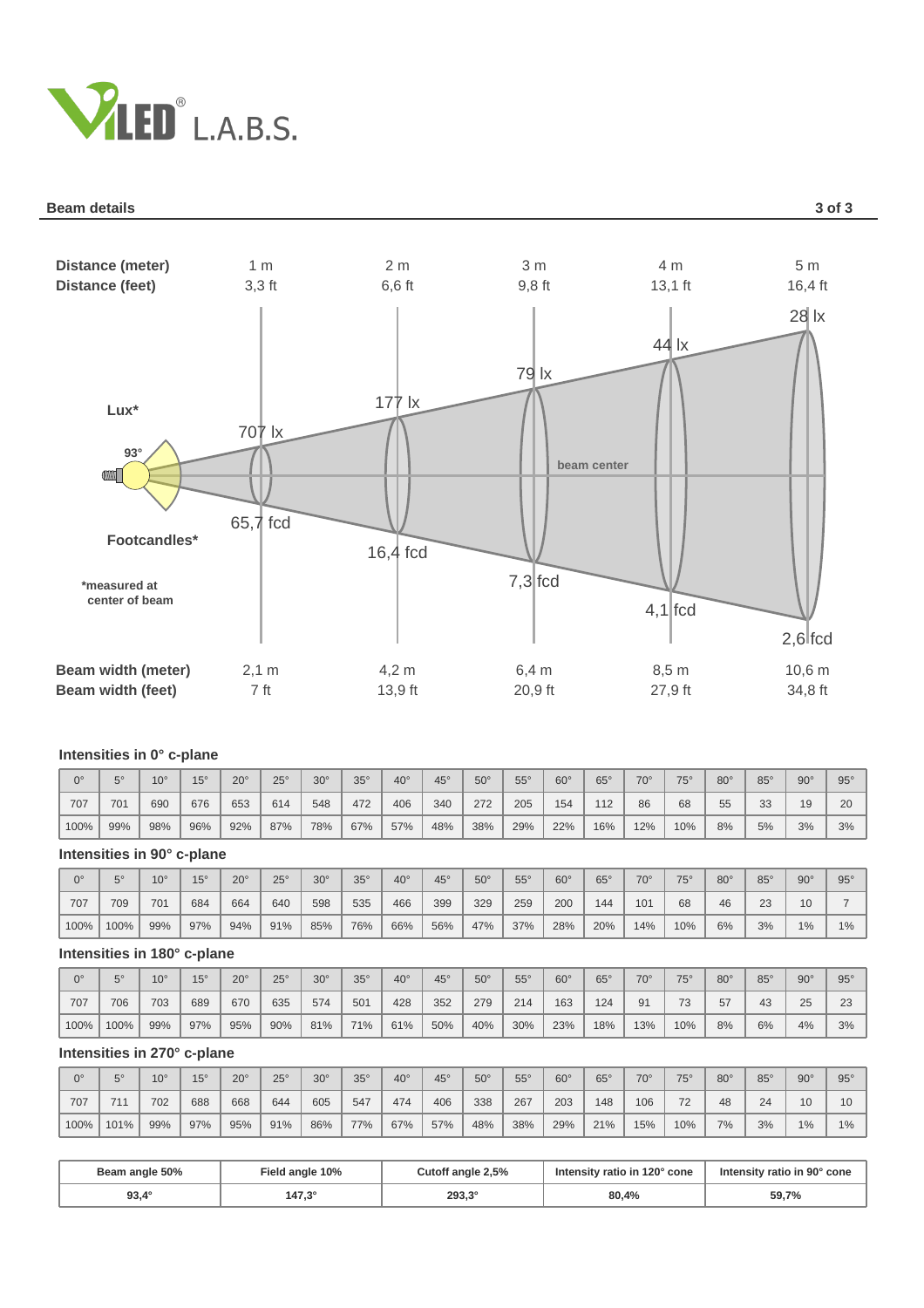## Beam details

Distance (meter) 1 m 2 m 3 m 4 m 5 m

Distance (feet) 3,3 ft 6,6 ft 9,8 ft 13,1 ft 16,4 ft

Lux*

707 lx 177 lx 79 lx 44 lx 28 lx

93°

beam center

Footcandles*

65,7 fcd 16,4 fcd 7,3 fcd 4,1 fcd 2,6 fcd

*measured at center of beam

Beam width (meter) 2,1 m 4,2 m 6,4 m 8,5 m 10,6 m

Beam width (feet) 7 ft 13,9 ft 20,9 ft 27,9 ft 34,8 ft

### Intensities in 0° c-plane

| 0° | 5° | 10° | 15° | 20° | 25° | 30° | 35° | 40° | 45° | 50° | 55° | 60° | 65° | 70° | 75° | 80° | 85° | 90° | 95° |
|---|---|---|---|---|---|---|---|---|---|---|---|---|---|---|---|---|---|---|---|
| 707 | 701 | 690 | 676 | 653 | 614 | 548 | 472 | 406 | 340 | 272 | 205 | 154 | 112 | 86 | 68 | 55 | 33 | 19 | 20 |
| 100% | 99% | 98% | 96% | 92% | 87% | 78% | 67% | 57% | 48% | 38% | 29% | 22% | 16% | 12% | 10% | 8% | 5% | 3% | 3% |

### Intensities in 90° c-plane

| 0° | 5° | 10° | 15° | 20° | 25° | 30° | 35° | 40° | 45° | 50° | 55° | 60° | 65° | 70° | 75° | 80° | 85° | 90° | 95° |
|---|---|---|---|---|---|---|---|---|---|---|---|---|---|---|---|---|---|---|---|
| 707 | 709 | 701 | 684 | 664 | 640 | 598 | 535 | 466 | 399 | 329 | 259 | 200 | 144 | 101 | 68 | 46 | 23 | 10 | 7 |
| 100% | 100% | 99% | 97% | 94% | 91% | 85% | 76% | 66% | 56% | 47% | 37% | 28% | 20% | 14% | 10% | 6% | 3% | 1% | 1% |

### Intensities in 180° c-plane

| 0° | 5° | 10° | 15° | 20° | 25° | 30° | 35° | 40° | 45° | 50° | 55° | 60° | 65° | 70° | 75° | 80° | 85° | 90° | 95° |
|---|---|---|---|---|---|---|---|---|---|---|---|---|---|---|---|---|---|---|---|
| 707 | 706 | 703 | 689 | 670 | 635 | 574 | 501 | 428 | 352 | 279 | 214 | 163 | 124 | 91 | 73 | 57 | 43 | 25 | 23 |
| 100% | 100% | 99% | 97% | 95% | 90% | 81% | 71% | 61% | 50% | 40% | 30% | 23% | 18% | 13% | 10% | 8% | 6% | 4% | 3% |

### Intensities in 270° c-plane

| 0° | 5° | 10° | 15° | 20° | 25° | 30° | 35° | 40° | 45° | 50° | 55° | 60° | 65° | 70° | 75° | 80° | 85° | 90° | 95° |
|---|---|---|---|---|---|---|---|---|---|---|---|---|---|---|---|---|---|---|---|
| 707 | 711 | 702 | 688 | 668 | 644 | 605 | 547 | 474 | 406 | 338 | 267 | 203 | 148 | 106 | 72 | 48 | 24 | 10 | 10 |
| 100% | 101% | 99% | 97% | 95% | 91% | 86% | 77% | 67% | 57% | 48% | 38% | 29% | 21% | 15% | 10% | 7% | 3% | 1% | 1% |

| Beam angle 50% | Field angle 10% | Cutoff angle 2,5% | Intensity ratio in 120° cone | Intensity ratio in 90° cone |
|---|---|---|---|---|
| 93,4° | 147,3° | 293,3° | 80,4% | 59,7% |